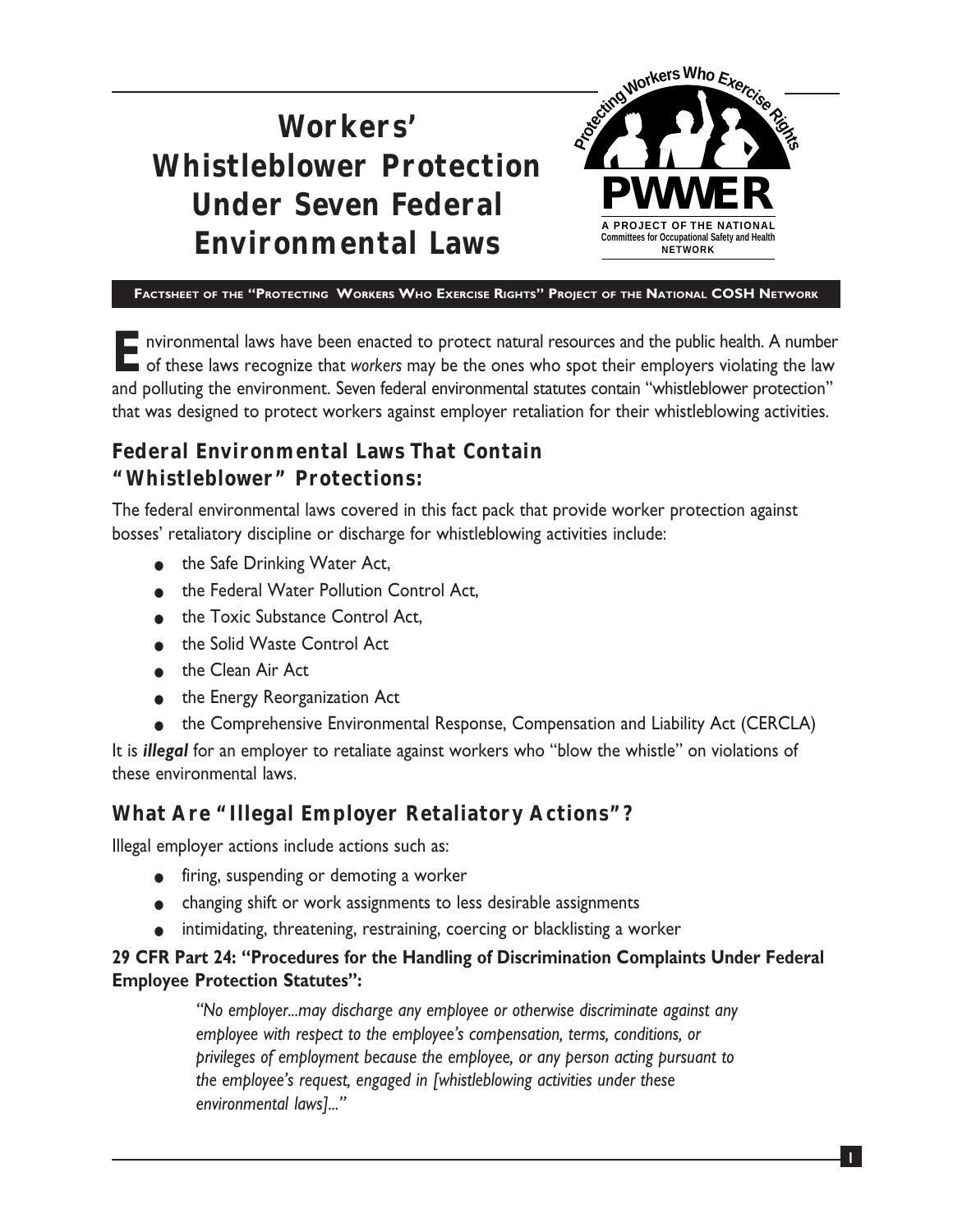# Workers' Whistleblower Protection Under Seven Federal Environmental Laws

Protecting Workers Who Exercise Rights

PWWER

A PROJECT OF THE NATIONAL Committees for Occupational Safety and Health NETWORK

**FACTSHEET OF THE "PROTECTING WORKERS WHO EXERCISE RIGHTS" PROJECT OF THE NATIONAL COSH NETWORK**

Environmental laws have been enacted to protect natural resources and the public health. A number of these laws recognize that *workers* may be the ones who spot their employers violating the law and polluting the environment. Seven federal environmental statutes contain "whistleblower protection" that was designed to protect workers against employer retaliation for their whistleblowing activities.

## Federal Environmental Laws That Contain "Whistleblower" Protections:

The federal environmental laws covered in this fact pack that provide worker protection against bosses' retaliatory discipline or discharge for whistleblowing activities include:

- the Safe Drinking Water Act,
- the Federal Water Pollution Control Act,
- the Toxic Substance Control Act,
- the Solid Waste Control Act
- the Clean Air Act
- the Energy Reorganization Act
- the Comprehensive Environmental Response, Compensation and Liability Act (CERCLA)

It is ***illegal*** for an employer to retaliate against workers who "blow the whistle" on violations of these environmental laws.

## What Are "Illegal Employer Retaliatory Actions"?

Illegal employer actions include actions such as:

- firing, suspending or demoting a worker
- changing shift or work assignments to less desirable assignments
- intimidating, threatening, restraining, coercing or blacklisting a worker

**29 CFR Part 24: "Procedures for the Handling of Discrimination Complaints Under Federal Employee Protection Statutes":**

> *"No employer...may discharge any employee or otherwise discriminate against any employee with respect to the employee's compensation, terms, conditions, or privileges of employment because the employee, or any person acting pursuant to the employee's request, engaged in [whistleblowing activities under these environmental laws]..."*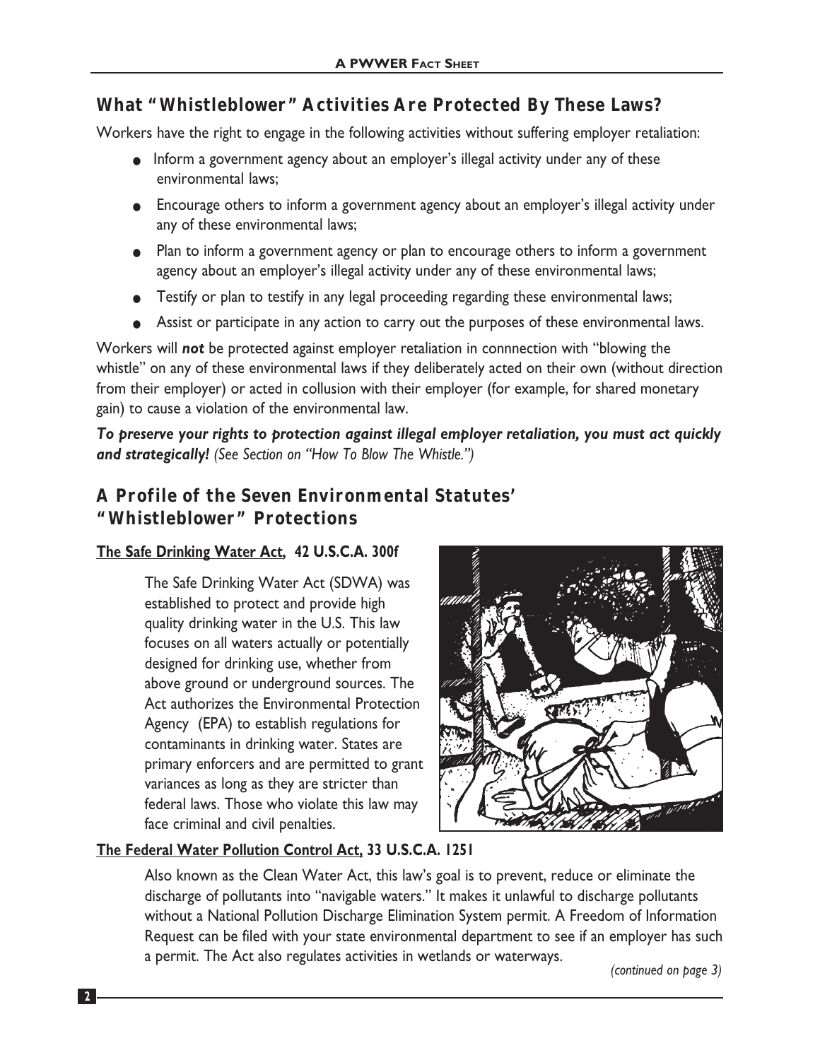## What "Whistleblower" Activities Are Protected By These Laws?

Workers have the right to engage in the following activities without suffering employer retaliation:

- Inform a government agency about an employer's illegal activity under any of these environmental laws;
- Encourage others to inform a government agency about an employer's illegal activity under any of these environmental laws;
- Plan to inform a government agency or plan to encourage others to inform a government agency about an employer's illegal activity under any of these environmental laws;
- Testify or plan to testify in any legal proceeding regarding these environmental laws;
- Assist or participate in any action to carry out the purposes of these environmental laws.

Workers will ***not*** be protected against employer retaliation in connnection with "blowing the whistle" on any of these environmental laws if they deliberately acted on their own (without direction from their employer) or acted in collusion with their employer (for example, for shared monetary gain) to cause a violation of the environmental law.

***To preserve your rights to protection against illegal employer retaliation, you must act quickly and strategically!*** *(See Section on "How To Blow The Whistle.")*

## A Profile of the Seven Environmental Statutes' "Whistleblower" Protections

**The Safe Drinking Water Act, 42 U.S.C.A. 300f**

The Safe Drinking Water Act (SDWA) was established to protect and provide high quality drinking water in the U.S. This law focuses on all waters actually or potentially designed for drinking use, whether from above ground or underground sources. The Act authorizes the Environmental Protection Agency (EPA) to establish regulations for contaminants in drinking water. States are primary enforcers and are permitted to grant variances as long as they are stricter than federal laws. Those who violate this law may face criminal and civil penalties.

**The Federal Water Pollution Control Act, 33 U.S.C.A. 1251**

Also known as the Clean Water Act, this law's goal is to prevent, reduce or eliminate the discharge of pollutants into "navigable waters." It makes it unlawful to discharge pollutants without a National Pollution Discharge Elimination System permit. A Freedom of Information Request can be filed with your state environmental department to see if an employer has such a permit. The Act also regulates activities in wetlands or waterways.

*(continued on page 3)*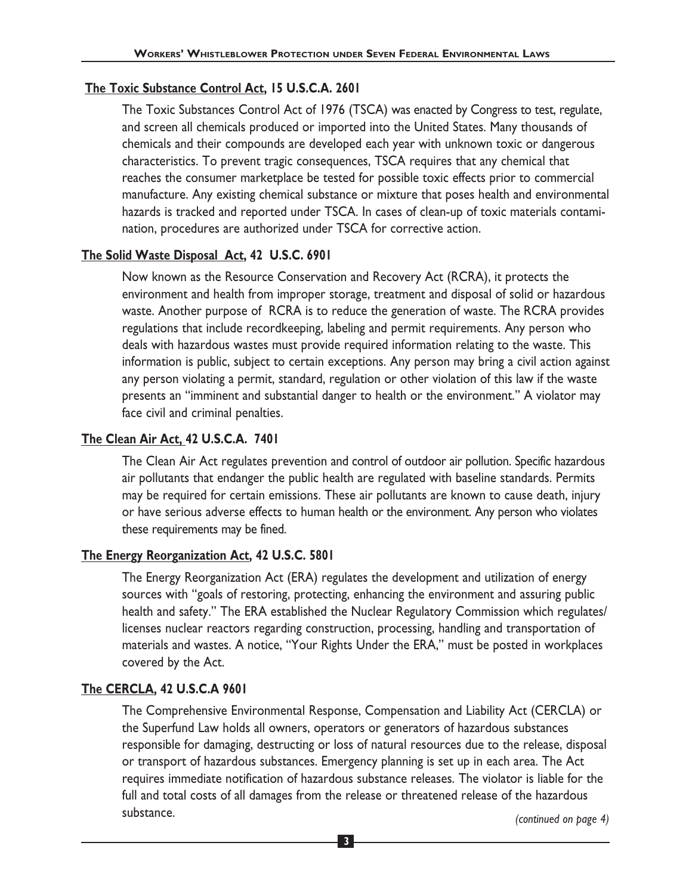### **The Toxic Substance Control Act, 15 U.S.C.A. 2601**

The Toxic Substances Control Act of 1976 (TSCA) was enacted by Congress to test, regulate, and screen all chemicals produced or imported into the United States. Many thousands of chemicals and their compounds are developed each year with unknown toxic or dangerous characteristics. To prevent tragic consequences, TSCA requires that any chemical that reaches the consumer marketplace be tested for possible toxic effects prior to commercial manufacture. Any existing chemical substance or mixture that poses health and environmental hazards is tracked and reported under TSCA. In cases of clean-up of toxic materials contamination, procedures are authorized under TSCA for corrective action.

### **The Solid Waste Disposal Act, 42 U.S.C. 6901**

Now known as the Resource Conservation and Recovery Act (RCRA), it protects the environment and health from improper storage, treatment and disposal of solid or hazardous waste. Another purpose of RCRA is to reduce the generation of waste. The RCRA provides regulations that include recordkeeping, labeling and permit requirements. Any person who deals with hazardous wastes must provide required information relating to the waste. This information is public, subject to certain exceptions. Any person may bring a civil action against any person violating a permit, standard, regulation or other violation of this law if the waste presents an "imminent and substantial danger to health or the environment." A violator may face civil and criminal penalties.

### **The Clean Air Act, 42 U.S.C.A. 7401**

The Clean Air Act regulates prevention and control of outdoor air pollution. Specific hazardous air pollutants that endanger the public health are regulated with baseline standards. Permits may be required for certain emissions. These air pollutants are known to cause death, injury or have serious adverse effects to human health or the environment. Any person who violates these requirements may be fined.

### **The Energy Reorganization Act, 42 U.S.C. 5801**

The Energy Reorganization Act (ERA) regulates the development and utilization of energy sources with "goals of restoring, protecting, enhancing the environment and assuring public health and safety." The ERA established the Nuclear Regulatory Commission which regulates/licenses nuclear reactors regarding construction, processing, handling and transportation of materials and wastes. A notice, "Your Rights Under the ERA," must be posted in workplaces covered by the Act.

### **The CERCLA, 42 U.S.C.A 9601**

The Comprehensive Environmental Response, Compensation and Liability Act (CERCLA) or the Superfund Law holds all owners, operators or generators of hazardous substances responsible for damaging, destructing or loss of natural resources due to the release, disposal or transport of hazardous substances. Emergency planning is set up in each area. The Act requires immediate notification of hazardous substance releases. The violator is liable for the full and total costs of all damages from the release or threatened release of the hazardous substance.

*(continued on page 4)*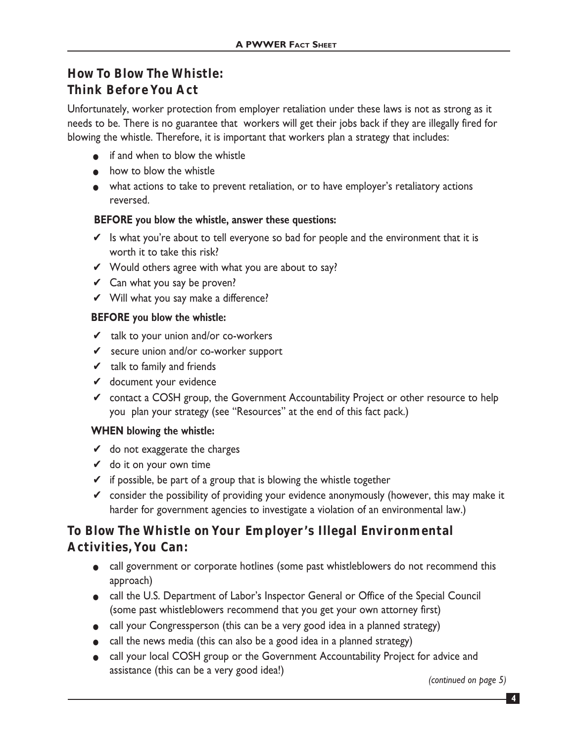## How To Blow The Whistle: Think Before You Act

Unfortunately, worker protection from employer retaliation under these laws is not as strong as it needs to be. There is no guarantee that workers will get their jobs back if they are illegally fired for blowing the whistle. Therefore, it is important that workers plan a strategy that includes:

- if and when to blow the whistle
- how to blow the whistle
- what actions to take to prevent retaliation, or to have employer's retaliatory actions reversed.

**BEFORE you blow the whistle, answer these questions:**

- ✔ Is what you're about to tell everyone so bad for people and the environment that it is worth it to take this risk?
- ✔ Would others agree with what you are about to say?
- ✔ Can what you say be proven?
- ✔ Will what you say make a difference?

**BEFORE you blow the whistle:**

- ✔ talk to your union and/or co-workers
- ✔ secure union and/or co-worker support
- ✔ talk to family and friends
- ✔ document your evidence
- ✔ contact a COSH group, the Government Accountability Project or other resource to help you plan your strategy (see "Resources" at the end of this fact pack.)

**WHEN blowing the whistle:**

- ✔ do not exaggerate the charges
- ✔ do it on your own time
- ✔ if possible, be part of a group that is blowing the whistle together
- ✔ consider the possibility of providing your evidence anonymously (however, this may make it harder for government agencies to investigate a violation of an environmental law.)

## To Blow The Whistle on Your Employer's Illegal Environmental Activities, You Can:

- call government or corporate hotlines (some past whistleblowers do not recommend this approach)
- call the U.S. Department of Labor's Inspector General or Office of the Special Council (some past whistleblowers recommend that you get your own attorney first)
- call your Congressperson (this can be a very good idea in a planned strategy)
- call the news media (this can also be a good idea in a planned strategy)
- call your local COSH group or the Government Accountability Project for advice and assistance (this can be a very good idea!)

*(continued on page 5)*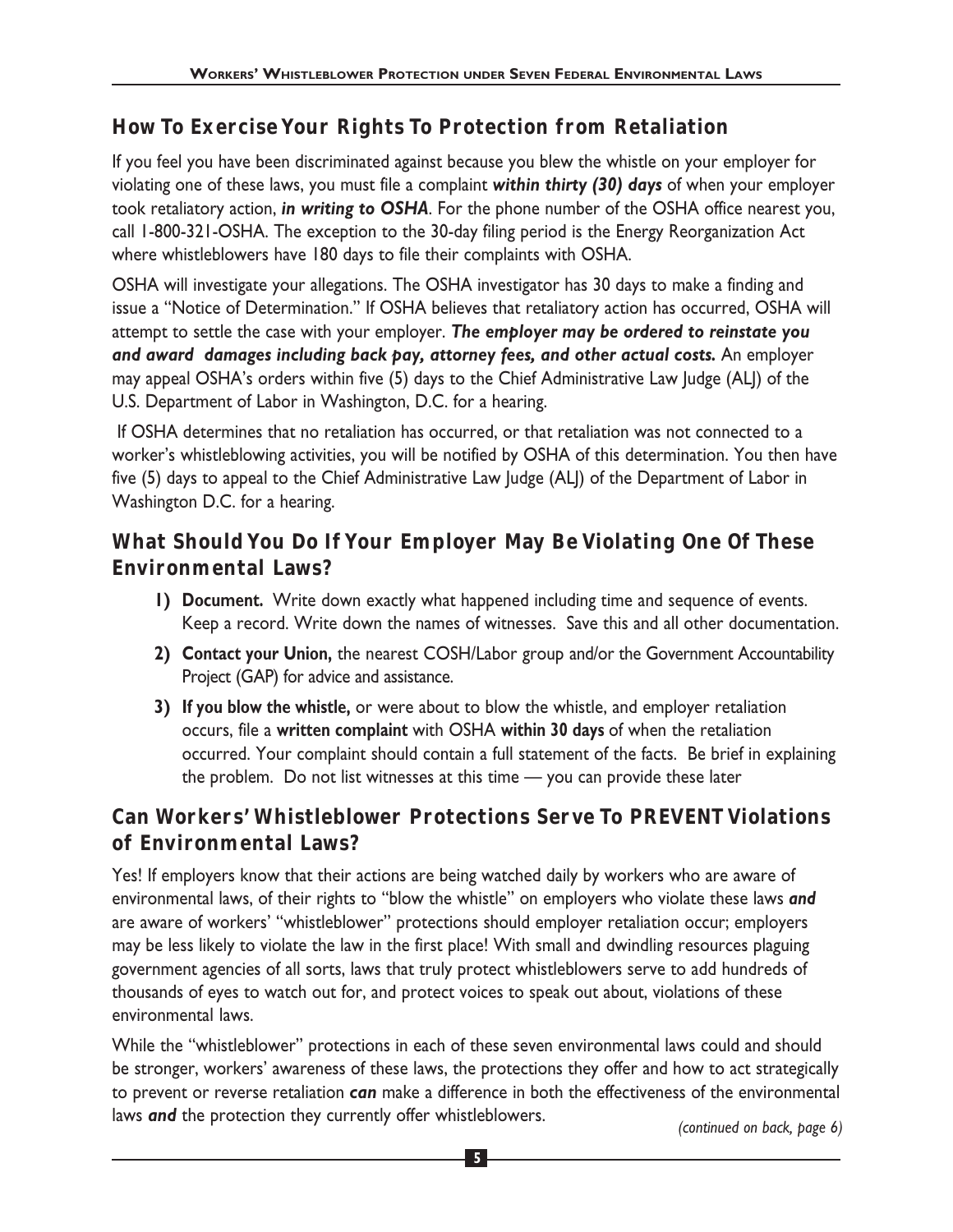## How To Exercise Your Rights To Protection from Retaliation

If you feel you have been discriminated against because you blew the whistle on your employer for violating one of these laws, you must file a complaint ***within thirty (30) days*** of when your employer took retaliatory action, ***in writing to OSHA***. For the phone number of the OSHA office nearest you, call 1-800-321-OSHA. The exception to the 30-day filing period is the Energy Reorganization Act where whistleblowers have 180 days to file their complaints with OSHA.

OSHA will investigate your allegations. The OSHA investigator has 30 days to make a finding and issue a "Notice of Determination." If OSHA believes that retaliatory action has occurred, OSHA will attempt to settle the case with your employer. ***The employer may be ordered to reinstate you and award damages including back pay, attorney fees, and other actual costs.*** An employer may appeal OSHA's orders within five (5) days to the Chief Administrative Law Judge (ALJ) of the U.S. Department of Labor in Washington, D.C. for a hearing.

If OSHA determines that no retaliation has occurred, or that retaliation was not connected to a worker's whistleblowing activities, you will be notified by OSHA of this determination. You then have five (5) days to appeal to the Chief Administrative Law Judge (ALJ) of the Department of Labor in Washington D.C. for a hearing.

## What Should You Do If Your Employer May Be Violating One Of These Environmental Laws?

1) **Document.** Write down exactly what happened including time and sequence of events. Keep a record. Write down the names of witnesses. Save this and all other documentation.
2) **Contact your Union,** the nearest COSH/Labor group and/or the Government Accountability Project (GAP) for advice and assistance.
3) **If you blow the whistle,** or were about to blow the whistle, and employer retaliation occurs, file a **written complaint** with OSHA **within 30 days** of when the retaliation occurred. Your complaint should contain a full statement of the facts. Be brief in explaining the problem. Do not list witnesses at this time — you can provide these later

## Can Workers' Whistleblower Protections Serve To PREVENT Violations of Environmental Laws?

Yes! If employers know that their actions are being watched daily by workers who are aware of environmental laws, of their rights to "blow the whistle" on employers who violate these laws ***and*** are aware of workers' "whistleblower" protections should employer retaliation occur; employers may be less likely to violate the law in the first place! With small and dwindling resources plaguing government agencies of all sorts, laws that truly protect whistleblowers serve to add hundreds of thousands of eyes to watch out for, and protect voices to speak out about, violations of these environmental laws.

While the "whistleblower" protections in each of these seven environmental laws could and should be stronger, workers' awareness of these laws, the protections they offer and how to act strategically to prevent or reverse retaliation ***can*** make a difference in both the effectiveness of the environmental laws ***and*** the protection they currently offer whistleblowers.

*(continued on back, page 6)*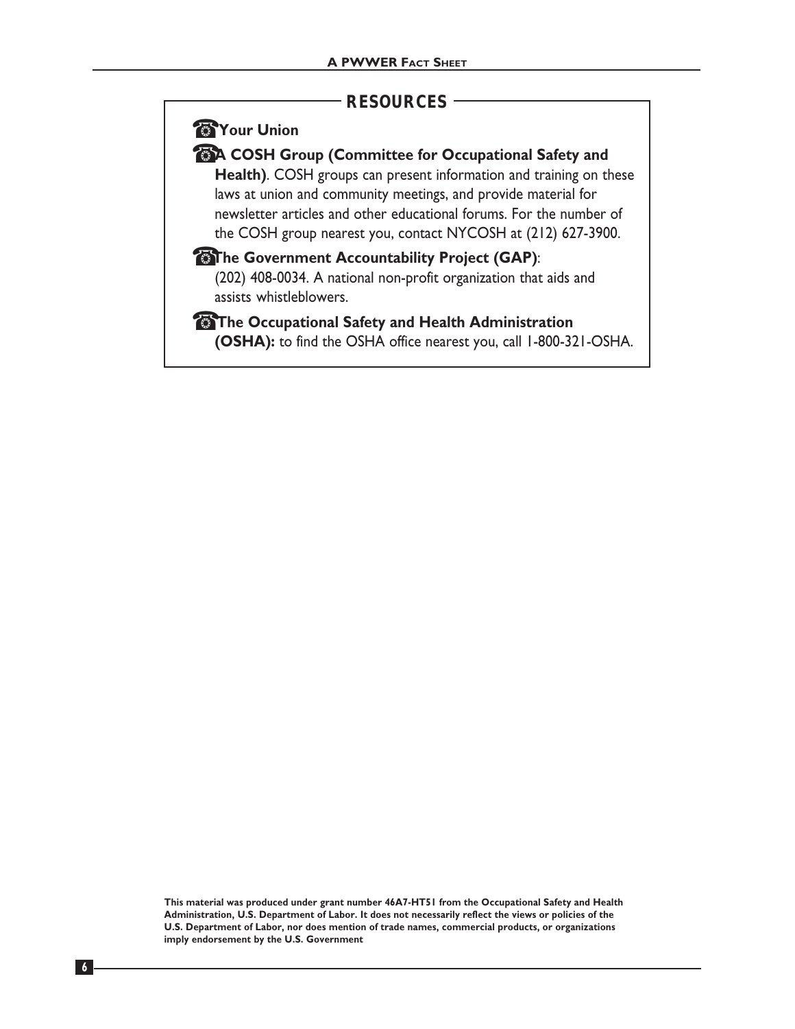## RESOURCES

☎ **Your Union**

☎ **A COSH Group (Committee for Occupational Safety and Health)**. COSH groups can present information and training on these laws at union and community meetings, and provide material for newsletter articles and other educational forums. For the number of the COSH group nearest you, contact NYCOSH at (212) 627-3900.

☎ **The Government Accountability Project (GAP)**: (202) 408-0034. A national non-profit organization that aids and assists whistleblowers.

☎ **The Occupational Safety and Health Administration (OSHA):** to find the OSHA office nearest you, call 1-800-321-OSHA.

**This material was produced under grant number 46A7-HT51 from the Occupational Safety and Health Administration, U.S. Department of Labor. It does not necessarily reflect the views or policies of the U.S. Department of Labor, nor does mention of trade names, commercial products, or organizations imply endorsement by the U.S. Government**